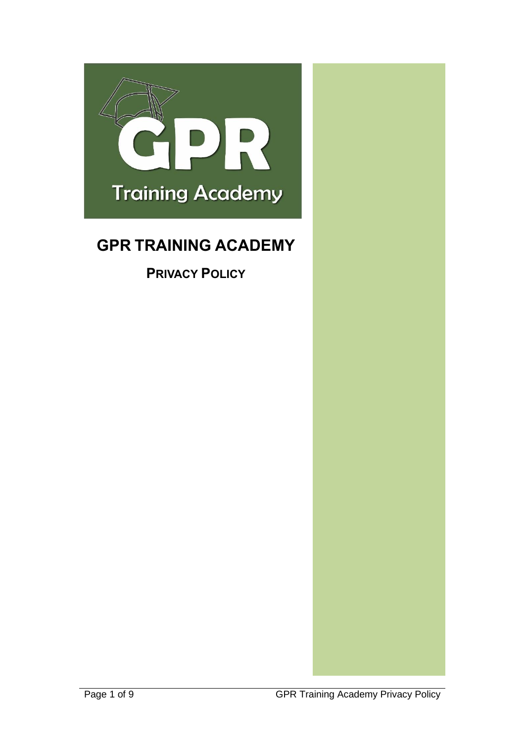# GPR TRAINING ACADEMY

## PRIVACY POLICY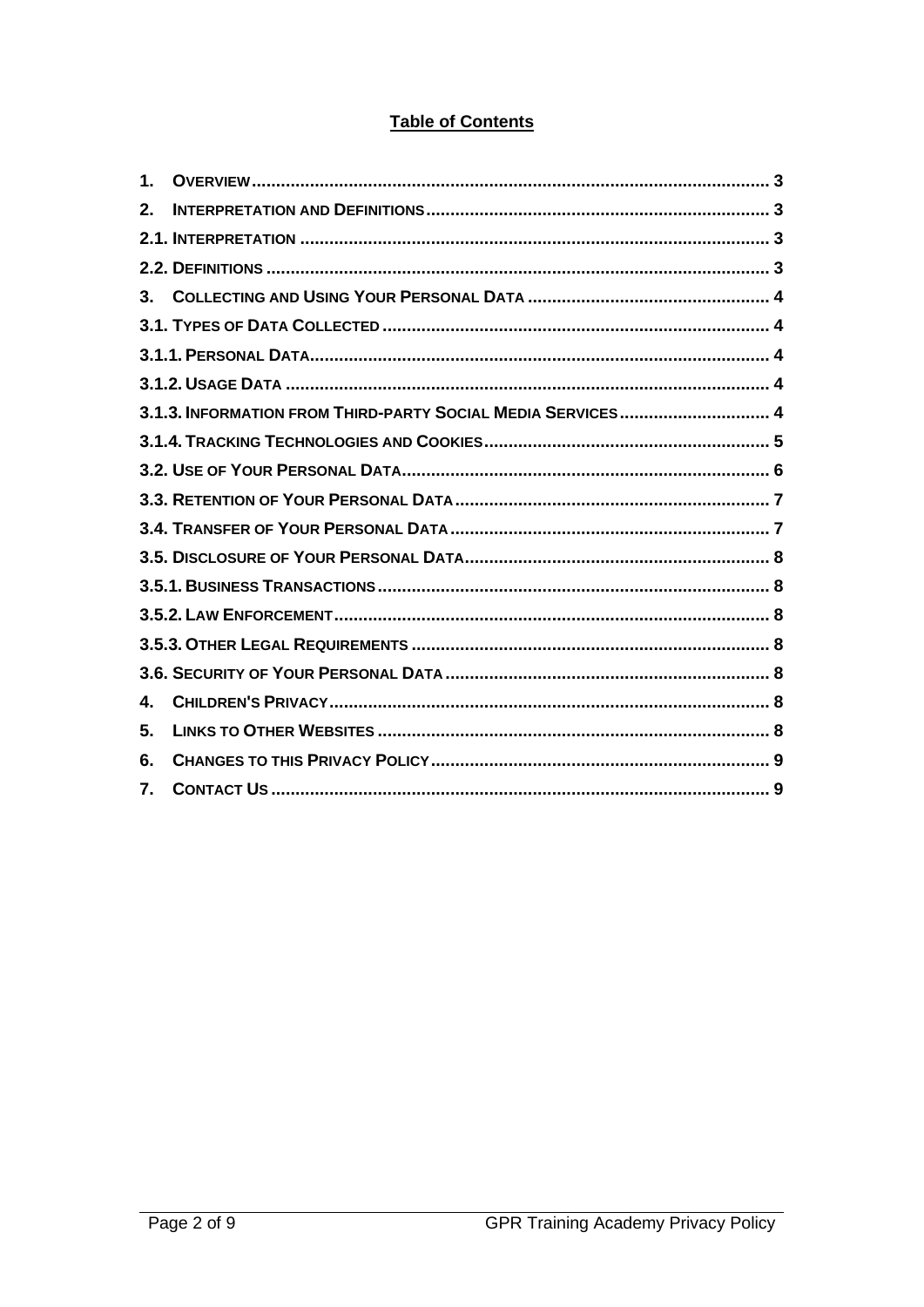## Table of Contents

1. OVERVIEW .......... 3
2. INTERPRETATION AND DEFINITIONS .......... 3

2.1. INTERPRETATION .......... 3

2.2. DEFINITIONS .......... 3

3. COLLECTING AND USING YOUR PERSONAL DATA .......... 4

3.1. TYPES OF DATA COLLECTED .......... 4

3.1.1. PERSONAL DATA .......... 4

3.1.2. USAGE DATA .......... 4

3.1.3. INFORMATION FROM THIRD-PARTY SOCIAL MEDIA SERVICES .......... 4

3.1.4. TRACKING TECHNOLOGIES AND COOKIES .......... 5

3.2. USE OF YOUR PERSONAL DATA .......... 6

3.3. RETENTION OF YOUR PERSONAL DATA .......... 7

3.4. TRANSFER OF YOUR PERSONAL DATA .......... 7

3.5. DISCLOSURE OF YOUR PERSONAL DATA .......... 8

3.5.1. BUSINESS TRANSACTIONS .......... 8

3.5.2. LAW ENFORCEMENT .......... 8

3.5.3. OTHER LEGAL REQUIREMENTS .......... 8

3.6. SECURITY OF YOUR PERSONAL DATA .......... 8

4. CHILDREN'S PRIVACY .......... 8
5. LINKS TO OTHER WEBSITES .......... 8
6. CHANGES TO THIS PRIVACY POLICY .......... 9
7. CONTACT US .......... 9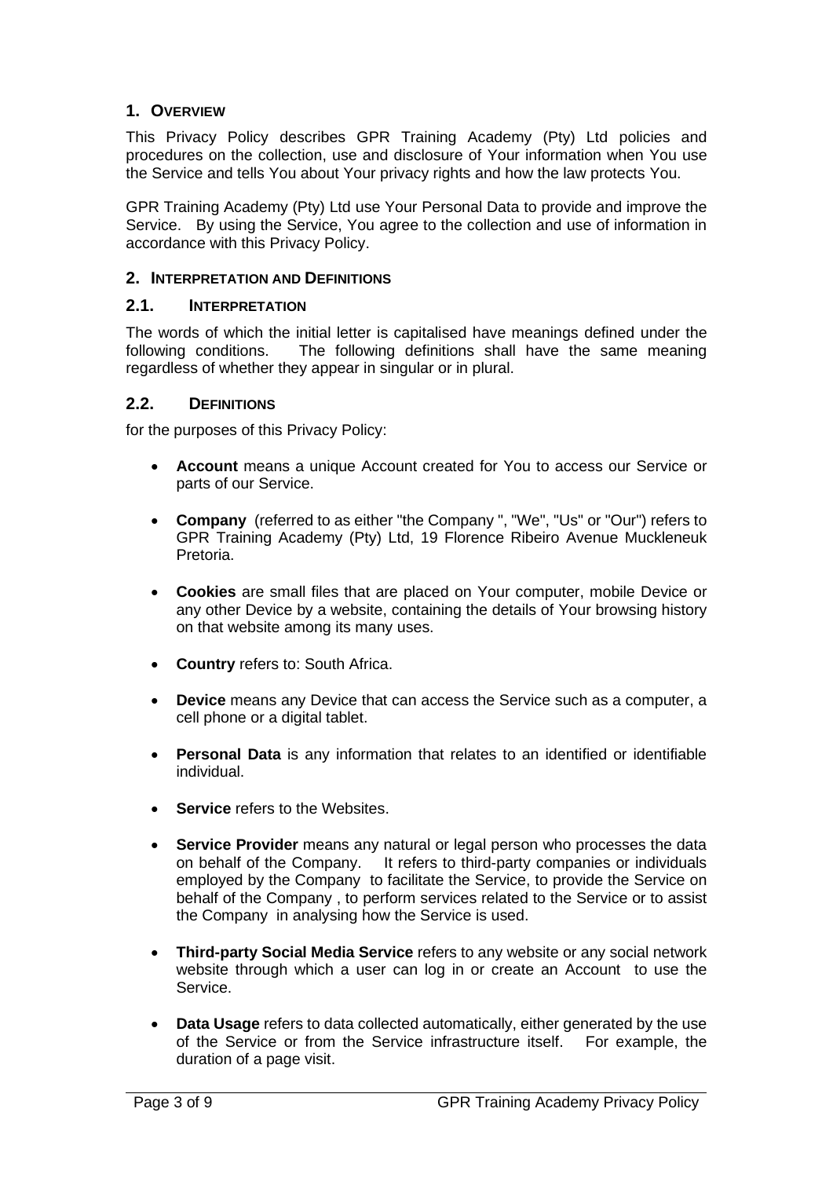## 1. OVERVIEW

This Privacy Policy describes GPR Training Academy (Pty) Ltd policies and procedures on the collection, use and disclosure of Your information when You use the Service and tells You about Your privacy rights and how the law protects You.

GPR Training Academy (Pty) Ltd use Your Personal Data to provide and improve the Service. By using the Service, You agree to the collection and use of information in accordance with this Privacy Policy.

## 2. INTERPRETATION AND DEFINITIONS

### 2.1. INTERPRETATION

The words of which the initial letter is capitalised have meanings defined under the following conditions. The following definitions shall have the same meaning regardless of whether they appear in singular or in plural.

### 2.2. DEFINITIONS

for the purposes of this Privacy Policy:

- **Account** means a unique Account created for You to access our Service or parts of our Service.
- **Company** (referred to as either "the Company ", "We", "Us" or "Our") refers to GPR Training Academy (Pty) Ltd, 19 Florence Ribeiro Avenue Muckleneuk Pretoria.
- **Cookies** are small files that are placed on Your computer, mobile Device or any other Device by a website, containing the details of Your browsing history on that website among its many uses.
- **Country** refers to: South Africa.
- **Device** means any Device that can access the Service such as a computer, a cell phone or a digital tablet.
- **Personal Data** is any information that relates to an identified or identifiable individual.
- **Service** refers to the Websites.
- **Service Provider** means any natural or legal person who processes the data on behalf of the Company. It refers to third-party companies or individuals employed by the Company to facilitate the Service, to provide the Service on behalf of the Company , to perform services related to the Service or to assist the Company in analysing how the Service is used.
- **Third-party Social Media Service** refers to any website or any social network website through which a user can log in or create an Account to use the Service.
- **Data Usage** refers to data collected automatically, either generated by the use of the Service or from the Service infrastructure itself. For example, the duration of a page visit.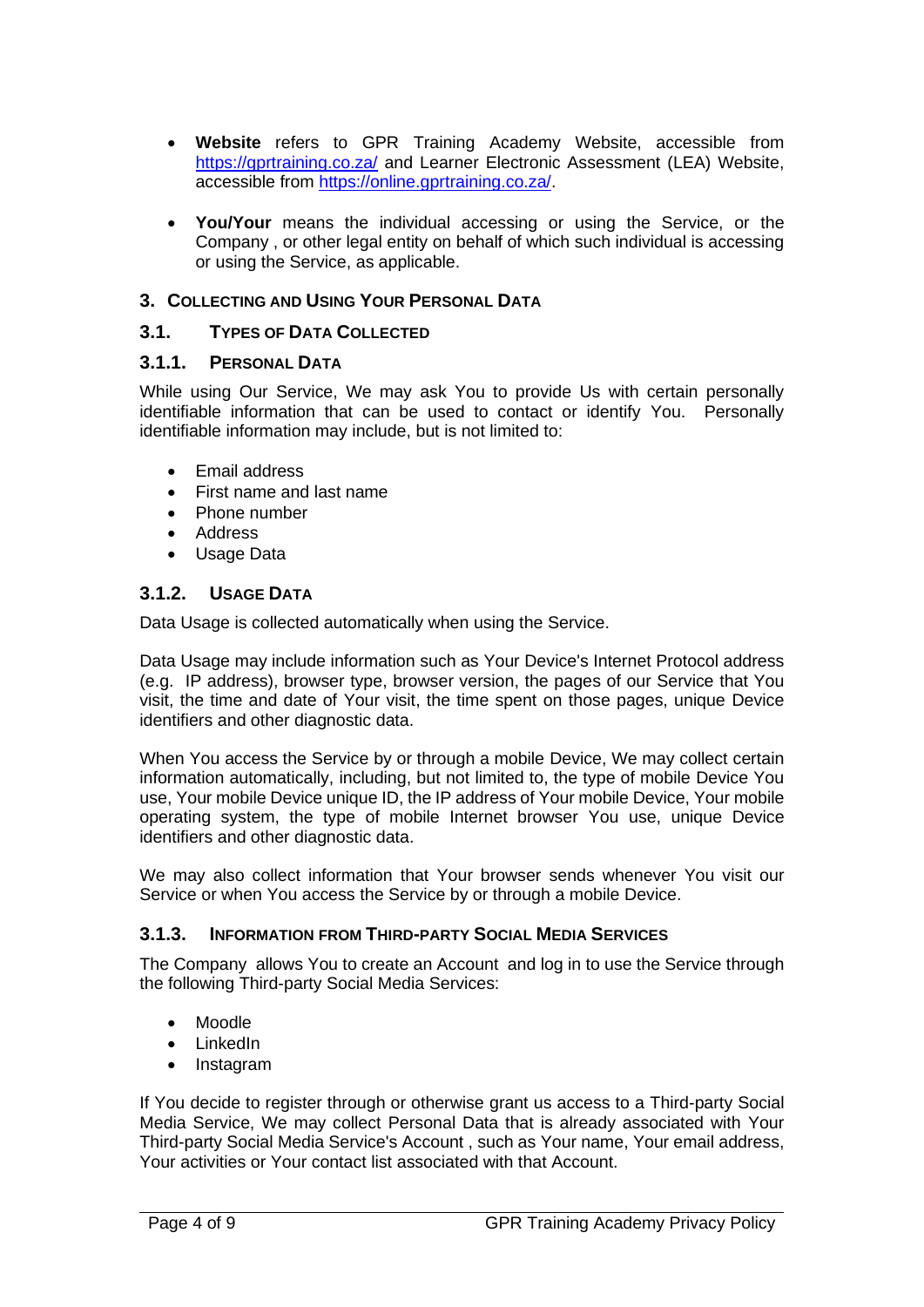- **Website** refers to GPR Training Academy Website, accessible from [https://gprtraining.co.za/](https://gprtraining.co.za/) and Learner Electronic Assessment (LEA) Website, accessible from [https://online.gprtraining.co.za/](https://online.gprtraining.co.za/).

- **You/Your** means the individual accessing or using the Service, or the Company , or other legal entity on behalf of which such individual is accessing or using the Service, as applicable.

## 3. Collecting and Using Your Personal Data

### 3.1. Types of Data Collected

#### 3.1.1. Personal Data

While using Our Service, We may ask You to provide Us with certain personally identifiable information that can be used to contact or identify You. Personally identifiable information may include, but is not limited to:

- Email address
- First name and last name
- Phone number
- Address
- Usage Data

#### 3.1.2. Usage Data

Data Usage is collected automatically when using the Service.

Data Usage may include information such as Your Device's Internet Protocol address (e.g. IP address), browser type, browser version, the pages of our Service that You visit, the time and date of Your visit, the time spent on those pages, unique Device identifiers and other diagnostic data.

When You access the Service by or through a mobile Device, We may collect certain information automatically, including, but not limited to, the type of mobile Device You use, Your mobile Device unique ID, the IP address of Your mobile Device, Your mobile operating system, the type of mobile Internet browser You use, unique Device identifiers and other diagnostic data.

We may also collect information that Your browser sends whenever You visit our Service or when You access the Service by or through a mobile Device.

#### 3.1.3. Information from Third-party Social Media Services

The Company allows You to create an Account and log in to use the Service through the following Third-party Social Media Services:

- Moodle
- LinkedIn
- Instagram

If You decide to register through or otherwise grant us access to a Third-party Social Media Service, We may collect Personal Data that is already associated with Your Third-party Social Media Service's Account , such as Your name, Your email address, Your activities or Your contact list associated with that Account.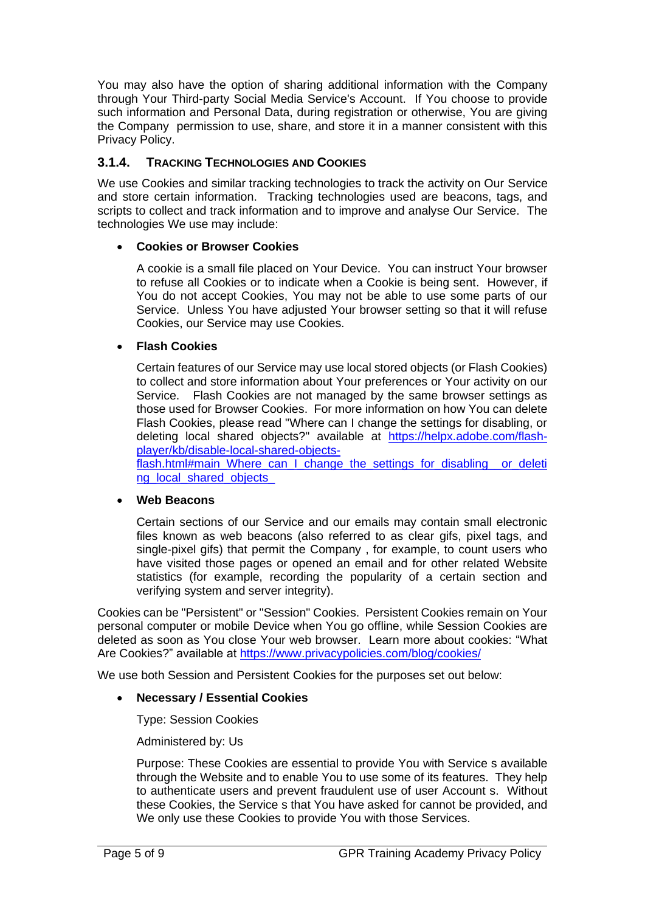You may also have the option of sharing additional information with the Company through Your Third-party Social Media Service's Account. If You choose to provide such information and Personal Data, during registration or otherwise, You are giving the Company permission to use, share, and store it in a manner consistent with this Privacy Policy.

### 3.1.4. TRACKING TECHNOLOGIES AND COOKIES

We use Cookies and similar tracking technologies to track the activity on Our Service and store certain information. Tracking technologies used are beacons, tags, and scripts to collect and track information and to improve and analyse Our Service. The technologies We use may include:

- **Cookies or Browser Cookies**

  A cookie is a small file placed on Your Device. You can instruct Your browser to refuse all Cookies or to indicate when a Cookie is being sent. However, if You do not accept Cookies, You may not be able to use some parts of our Service. Unless You have adjusted Your browser setting so that it will refuse Cookies, our Service may use Cookies.

- **Flash Cookies**

  Certain features of our Service may use local stored objects (or Flash Cookies) to collect and store information about Your preferences or Your activity on our Service. Flash Cookies are not managed by the same browser settings as those used for Browser Cookies. For more information on how You can delete Flash Cookies, please read "Where can I change the settings for disabling, or deleting local shared objects?" available at https://helpx.adobe.com/flash-player/kb/disable-local-shared-objects-flash.html#main_Where_can_I_change_the_settings_for_disabling__or_deleting_local_shared_objects_

- **Web Beacons**

  Certain sections of our Service and our emails may contain small electronic files known as web beacons (also referred to as clear gifs, pixel tags, and single-pixel gifs) that permit the Company , for example, to count users who have visited those pages or opened an email and for other related Website statistics (for example, recording the popularity of a certain section and verifying system and server integrity).

Cookies can be "Persistent" or "Session" Cookies. Persistent Cookies remain on Your personal computer or mobile Device when You go offline, while Session Cookies are deleted as soon as You close Your web browser. Learn more about cookies: "What Are Cookies?" available at https://www.privacypolicies.com/blog/cookies/

We use both Session and Persistent Cookies for the purposes set out below:

- **Necessary / Essential Cookies**

  Type: Session Cookies

  Administered by: Us

  Purpose: These Cookies are essential to provide You with Service s available through the Website and to enable You to use some of its features. They help to authenticate users and prevent fraudulent use of user Account s. Without these Cookies, the Service s that You have asked for cannot be provided, and We only use these Cookies to provide You with those Services.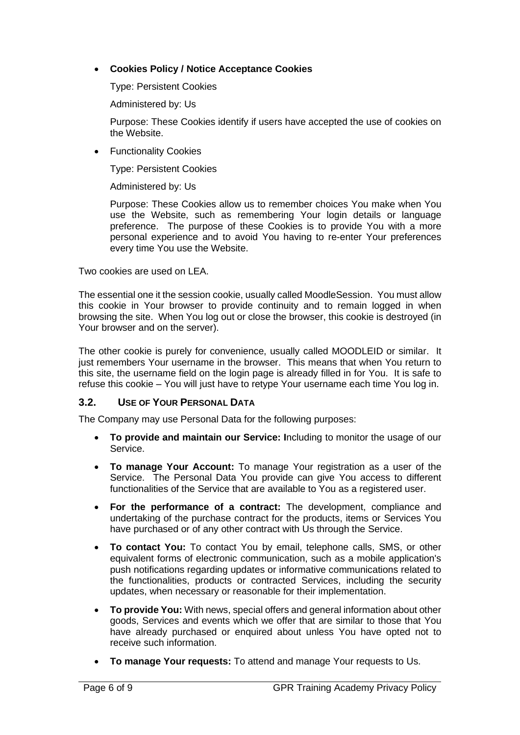- **Cookies Policy / Notice Acceptance Cookies**

  Type: Persistent Cookies

  Administered by: Us

  Purpose: These Cookies identify if users have accepted the use of cookies on the Website.

- Functionality Cookies

  Type: Persistent Cookies

  Administered by: Us

  Purpose: These Cookies allow us to remember choices You make when You use the Website, such as remembering Your login details or language preference. The purpose of these Cookies is to provide You with a more personal experience and to avoid You having to re-enter Your preferences every time You use the Website.

Two cookies are used on LEA.

The essential one it the session cookie, usually called MoodleSession. You must allow this cookie in Your browser to provide continuity and to remain logged in when browsing the site. When You log out or close the browser, this cookie is destroyed (in Your browser and on the server).

The other cookie is purely for convenience, usually called MOODLEID or similar. It just remembers Your username in the browser. This means that when You return to this site, the username field on the login page is already filled in for You. It is safe to refuse this cookie – You will just have to retype Your username each time You log in.

### 3.2. USE OF YOUR PERSONAL DATA

The Company may use Personal Data for the following purposes:

- **To provide and maintain our Service: I**ncluding to monitor the usage of our Service.
- **To manage Your Account:** To manage Your registration as a user of the Service. The Personal Data You provide can give You access to different functionalities of the Service that are available to You as a registered user.
- **For the performance of a contract:** The development, compliance and undertaking of the purchase contract for the products, items or Services You have purchased or of any other contract with Us through the Service.
- **To contact You:** To contact You by email, telephone calls, SMS, or other equivalent forms of electronic communication, such as a mobile application's push notifications regarding updates or informative communications related to the functionalities, products or contracted Services, including the security updates, when necessary or reasonable for their implementation.
- **To provide You:** With news, special offers and general information about other goods, Services and events which we offer that are similar to those that You have already purchased or enquired about unless You have opted not to receive such information.
- **To manage Your requests:** To attend and manage Your requests to Us.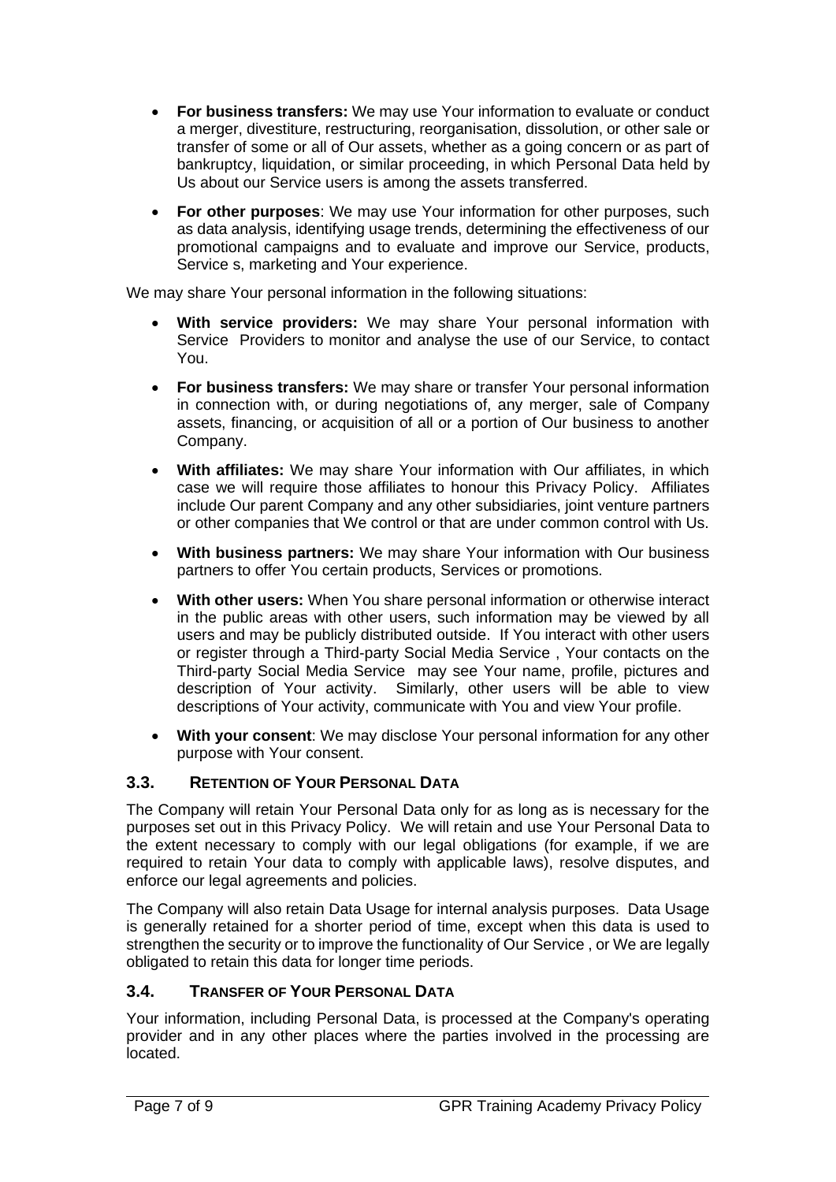- **For business transfers:** We may use Your information to evaluate or conduct a merger, divestiture, restructuring, reorganisation, dissolution, or other sale or transfer of some or all of Our assets, whether as a going concern or as part of bankruptcy, liquidation, or similar proceeding, in which Personal Data held by Us about our Service users is among the assets transferred.
- **For other purposes**: We may use Your information for other purposes, such as data analysis, identifying usage trends, determining the effectiveness of our promotional campaigns and to evaluate and improve our Service, products, Service s, marketing and Your experience.

We may share Your personal information in the following situations:

- **With service providers:** We may share Your personal information with Service Providers to monitor and analyse the use of our Service, to contact You.
- **For business transfers:** We may share or transfer Your personal information in connection with, or during negotiations of, any merger, sale of Company assets, financing, or acquisition of all or a portion of Our business to another Company.
- **With affiliates:** We may share Your information with Our affiliates, in which case we will require those affiliates to honour this Privacy Policy. Affiliates include Our parent Company and any other subsidiaries, joint venture partners or other companies that We control or that are under common control with Us.
- **With business partners:** We may share Your information with Our business partners to offer You certain products, Services or promotions.
- **With other users:** When You share personal information or otherwise interact in the public areas with other users, such information may be viewed by all users and may be publicly distributed outside. If You interact with other users or register through a Third-party Social Media Service , Your contacts on the Third-party Social Media Service may see Your name, profile, pictures and description of Your activity. Similarly, other users will be able to view descriptions of Your activity, communicate with You and view Your profile.
- **With your consent**: We may disclose Your personal information for any other purpose with Your consent.

### 3.3. RETENTION OF YOUR PERSONAL DATA

The Company will retain Your Personal Data only for as long as is necessary for the purposes set out in this Privacy Policy. We will retain and use Your Personal Data to the extent necessary to comply with our legal obligations (for example, if we are required to retain Your data to comply with applicable laws), resolve disputes, and enforce our legal agreements and policies.

The Company will also retain Data Usage for internal analysis purposes. Data Usage is generally retained for a shorter period of time, except when this data is used to strengthen the security or to improve the functionality of Our Service , or We are legally obligated to retain this data for longer time periods.

### 3.4. TRANSFER OF YOUR PERSONAL DATA

Your information, including Personal Data, is processed at the Company's operating provider and in any other places where the parties involved in the processing are located.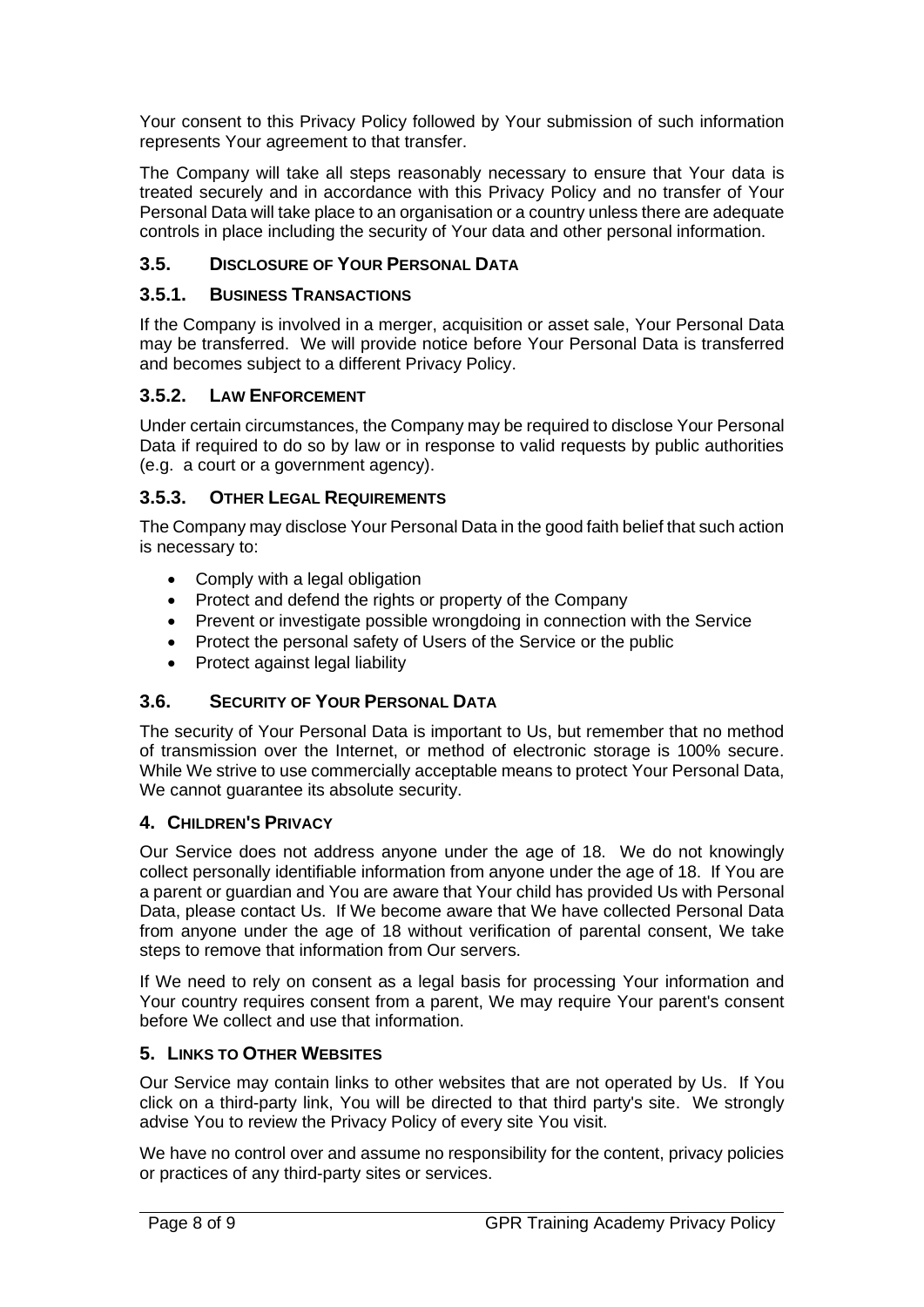Your consent to this Privacy Policy followed by Your submission of such information represents Your agreement to that transfer.

The Company will take all steps reasonably necessary to ensure that Your data is treated securely and in accordance with this Privacy Policy and no transfer of Your Personal Data will take place to an organisation or a country unless there are adequate controls in place including the security of Your data and other personal information.

### 3.5. Disclosure of Your Personal Data

#### 3.5.1. Business Transactions

If the Company is involved in a merger, acquisition or asset sale, Your Personal Data may be transferred. We will provide notice before Your Personal Data is transferred and becomes subject to a different Privacy Policy.

#### 3.5.2. Law Enforcement

Under certain circumstances, the Company may be required to disclose Your Personal Data if required to do so by law or in response to valid requests by public authorities (e.g. a court or a government agency).

#### 3.5.3. Other Legal Requirements

The Company may disclose Your Personal Data in the good faith belief that such action is necessary to:

- Comply with a legal obligation
- Protect and defend the rights or property of the Company
- Prevent or investigate possible wrongdoing in connection with the Service
- Protect the personal safety of Users of the Service or the public
- Protect against legal liability

### 3.6. Security of Your Personal Data

The security of Your Personal Data is important to Us, but remember that no method of transmission over the Internet, or method of electronic storage is 100% secure. While We strive to use commercially acceptable means to protect Your Personal Data, We cannot guarantee its absolute security.

## 4. Children's Privacy

Our Service does not address anyone under the age of 18. We do not knowingly collect personally identifiable information from anyone under the age of 18. If You are a parent or guardian and You are aware that Your child has provided Us with Personal Data, please contact Us. If We become aware that We have collected Personal Data from anyone under the age of 18 without verification of parental consent, We take steps to remove that information from Our servers.

If We need to rely on consent as a legal basis for processing Your information and Your country requires consent from a parent, We may require Your parent's consent before We collect and use that information.

## 5. Links to Other Websites

Our Service may contain links to other websites that are not operated by Us. If You click on a third-party link, You will be directed to that third party's site. We strongly advise You to review the Privacy Policy of every site You visit.

We have no control over and assume no responsibility for the content, privacy policies or practices of any third-party sites or services.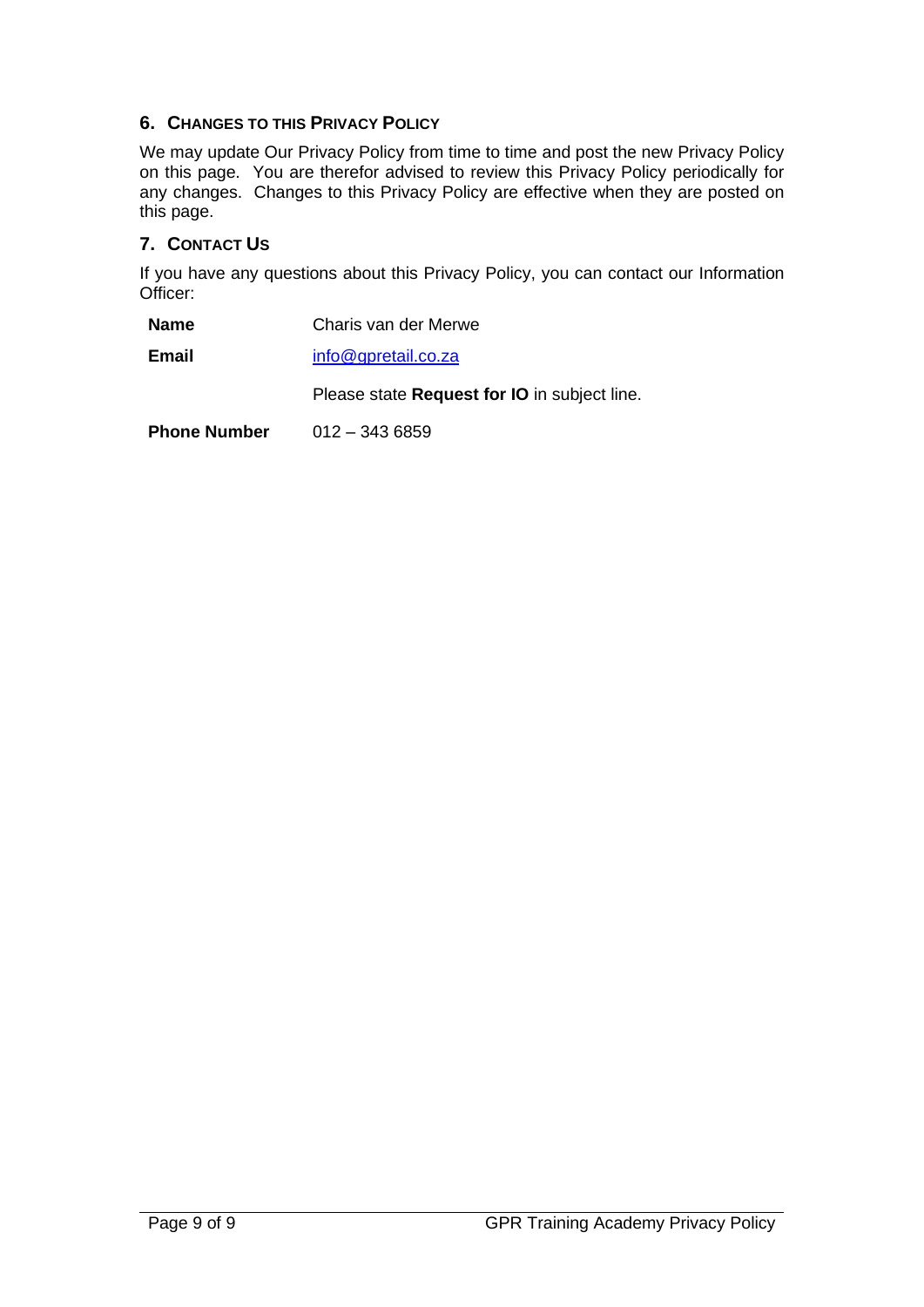## 6. CHANGES TO THIS PRIVACY POLICY

We may update Our Privacy Policy from time to time and post the new Privacy Policy on this page. You are therefor advised to review this Privacy Policy periodically for any changes. Changes to this Privacy Policy are effective when they are posted on this page.

## 7. CONTACT US

If you have any questions about this Privacy Policy, you can contact our Information Officer:

| | |
|---|---|
| **Name** | Charis van der Merwe |
| **Email** | info@gpretail.co.za |
| | Please state **Request for IO** in subject line. |
| **Phone Number** | 012 – 343 6859 |